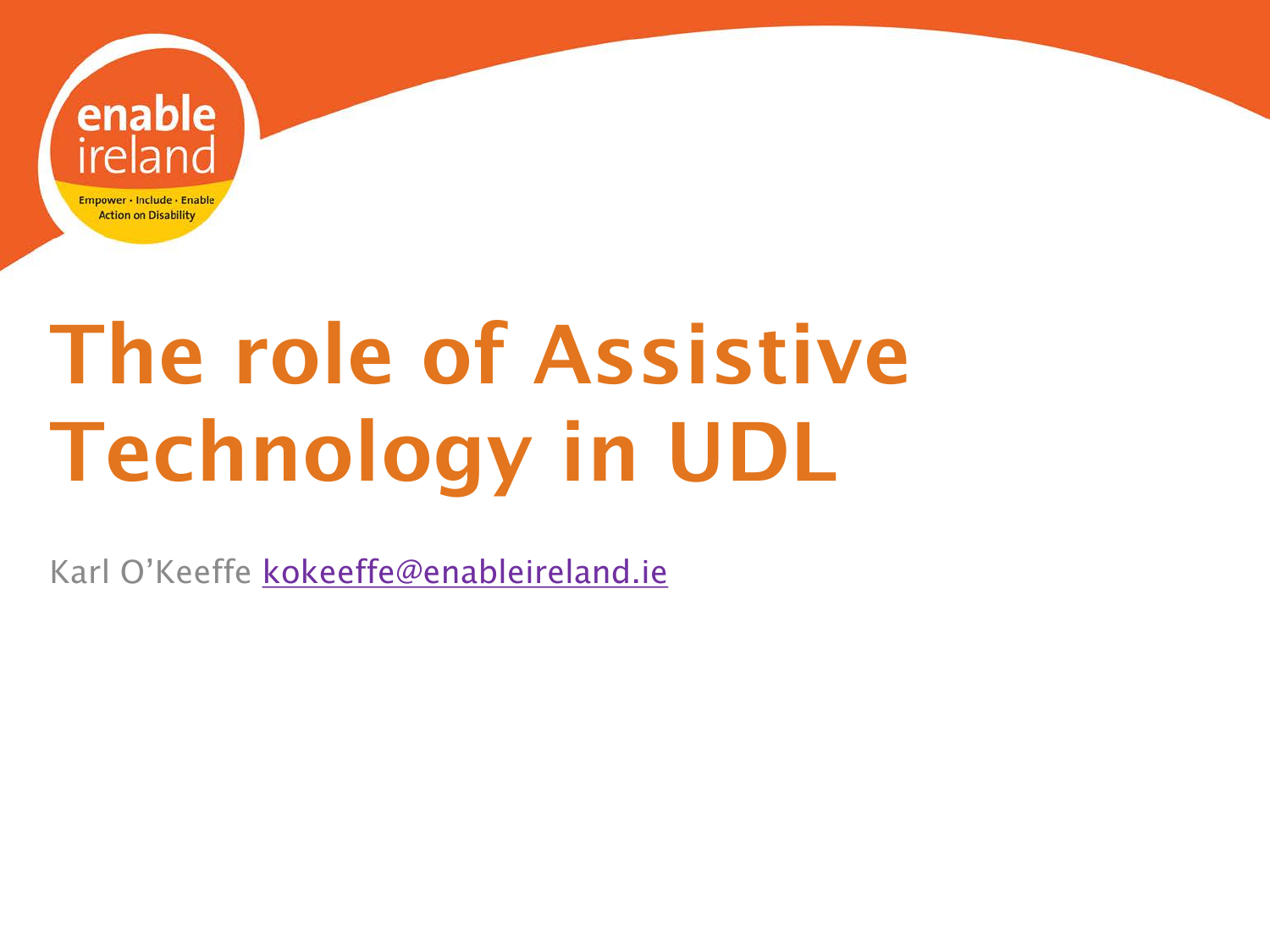enable ireland

Empower · Include · Enable
Action on Disability

# The role of Assistive Technology in UDL

Karl O'Keeffe kokeeffe@enableireland.ie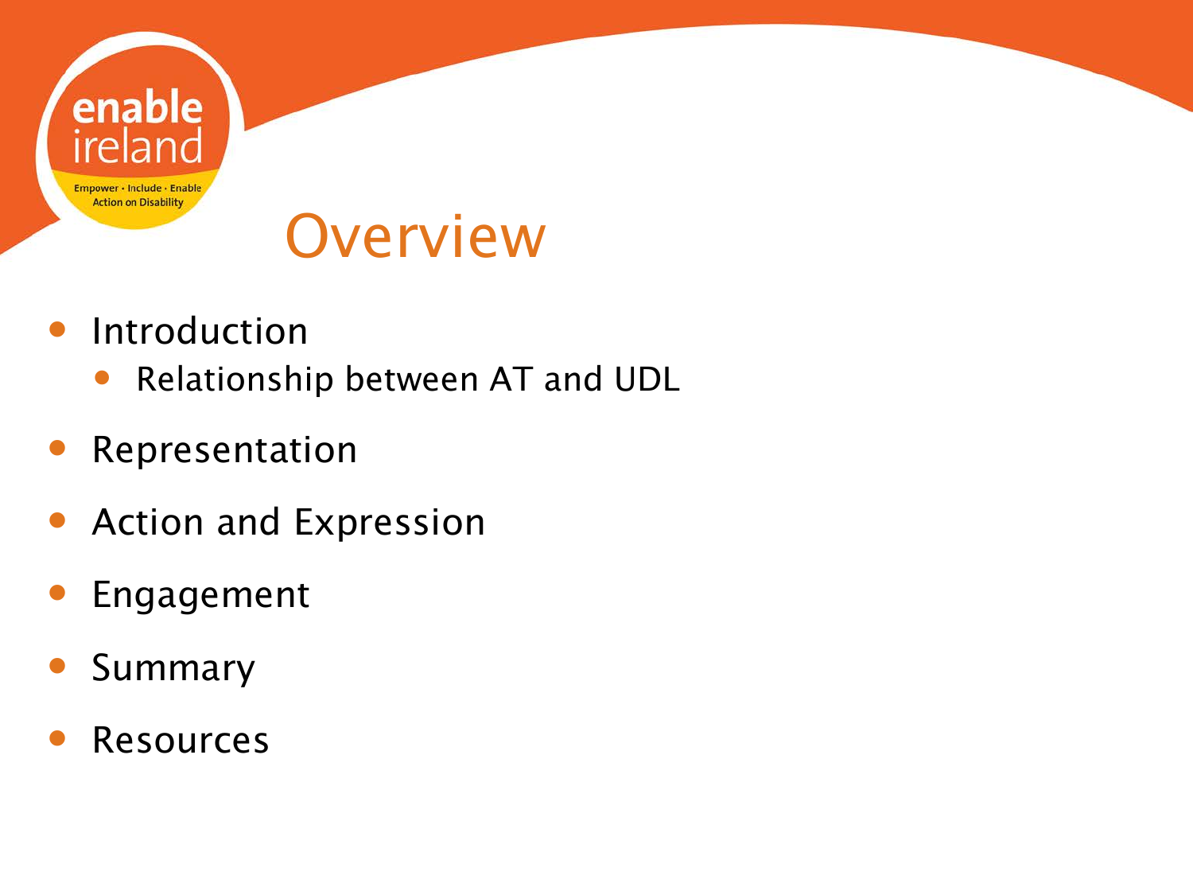# Overview

- Introduction
  - Relationship between AT and UDL
- Representation
- Action and Expression
- Engagement
- Summary
- Resources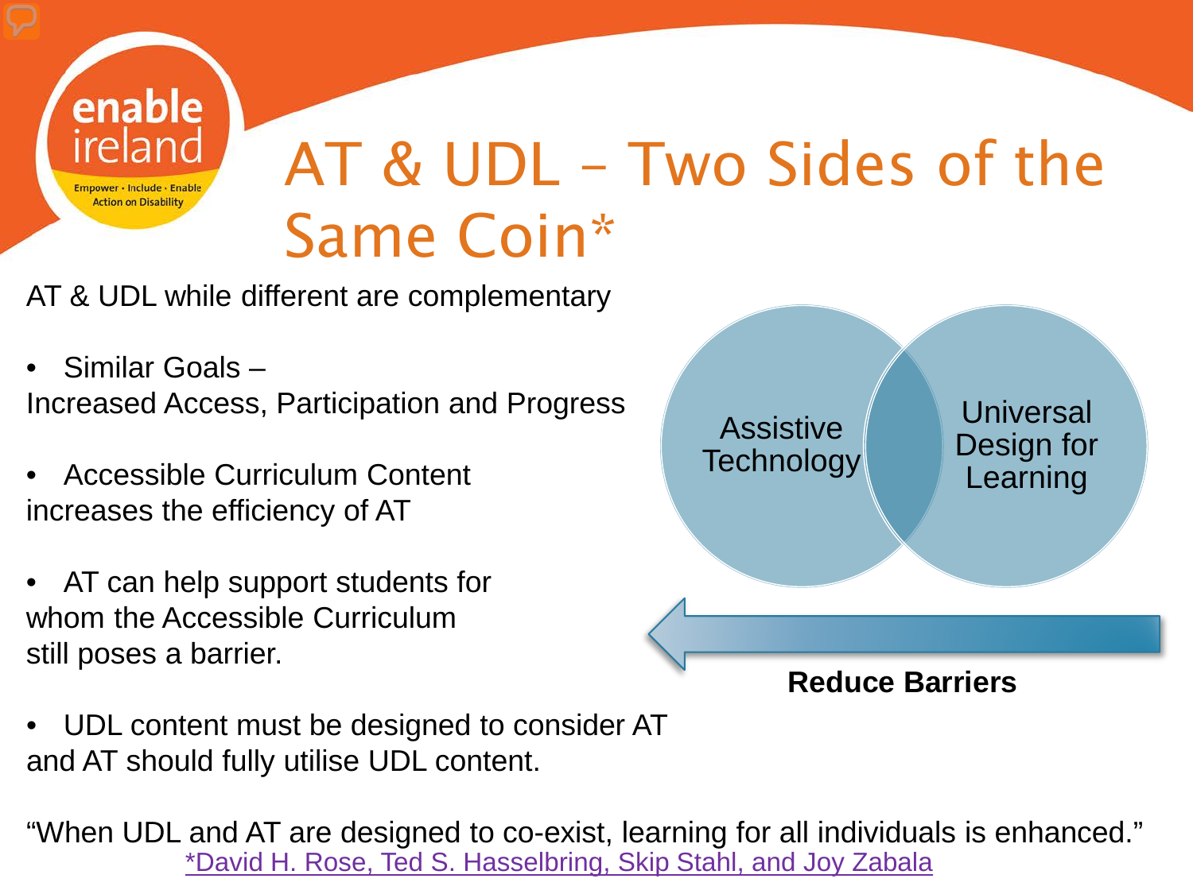enable ireland

Empower • Include • Enable
Action on Disability

# AT & UDL – Two Sides of the Same Coin*

AT & UDL while different are complementary

- Similar Goals –
  Increased Access, Participation and Progress
- Accessible Curriculum Content increases the efficiency of AT
- AT can help support students for whom the Accessible Curriculum still poses a barrier.
- UDL content must be designed to consider AT and AT should fully utilise UDL content.

Assistive Technology

Universal Design for Learning

**Reduce Barriers**

"When UDL and AT are designed to co-exist, learning for all individuals is enhanced."
*David H. Rose, Ted S. Hasselbring, Skip Stahl, and Joy Zabala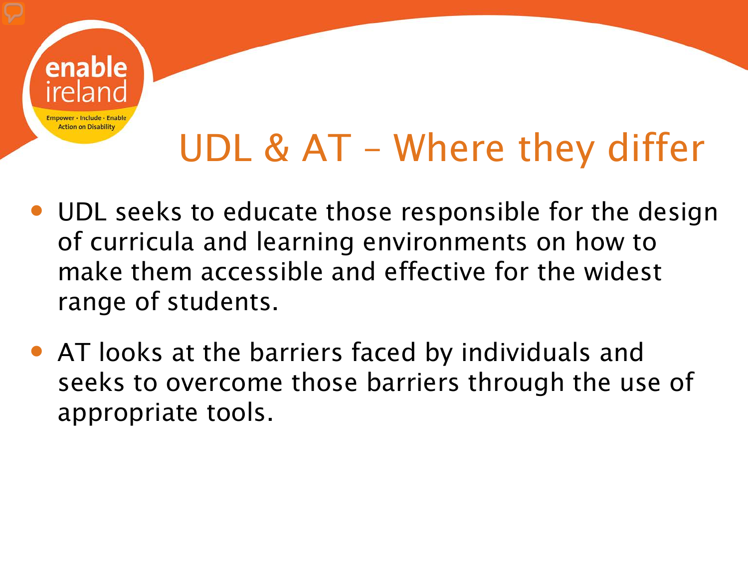# UDL & AT – Where they differ

- UDL seeks to educate those responsible for the design of curricula and learning environments on how to make them accessible and effective for the widest range of students.
- AT looks at the barriers faced by individuals and seeks to overcome those barriers through the use of appropriate tools.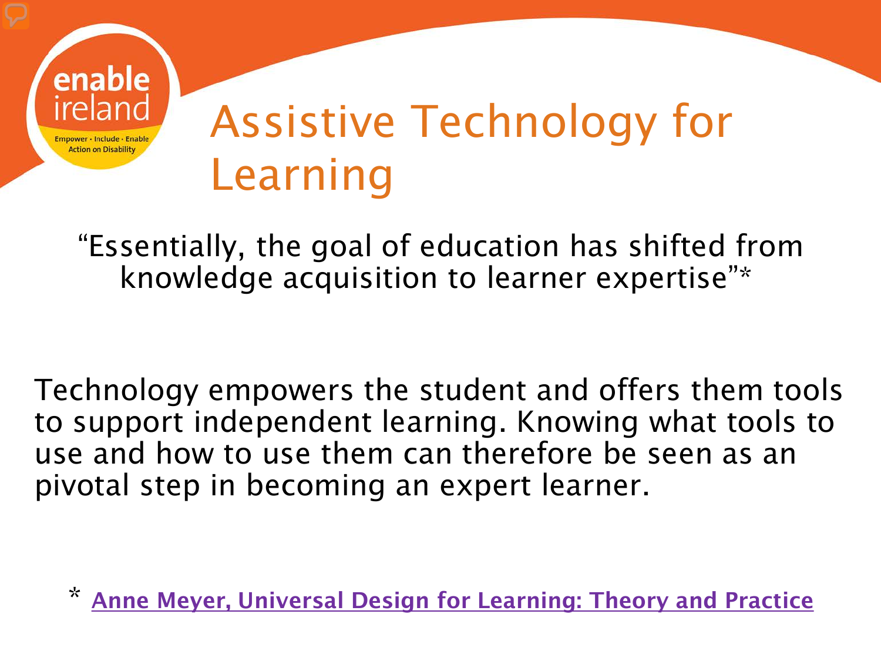# Assistive Technology for Learning

"Essentially, the goal of education has shifted from knowledge acquisition to learner expertise"*

Technology empowers the student and offers them tools to support independent learning. Knowing what tools to use and how to use them can therefore be seen as an pivotal step in becoming an expert learner.

* **Anne Meyer, Universal Design for Learning: Theory and Practice**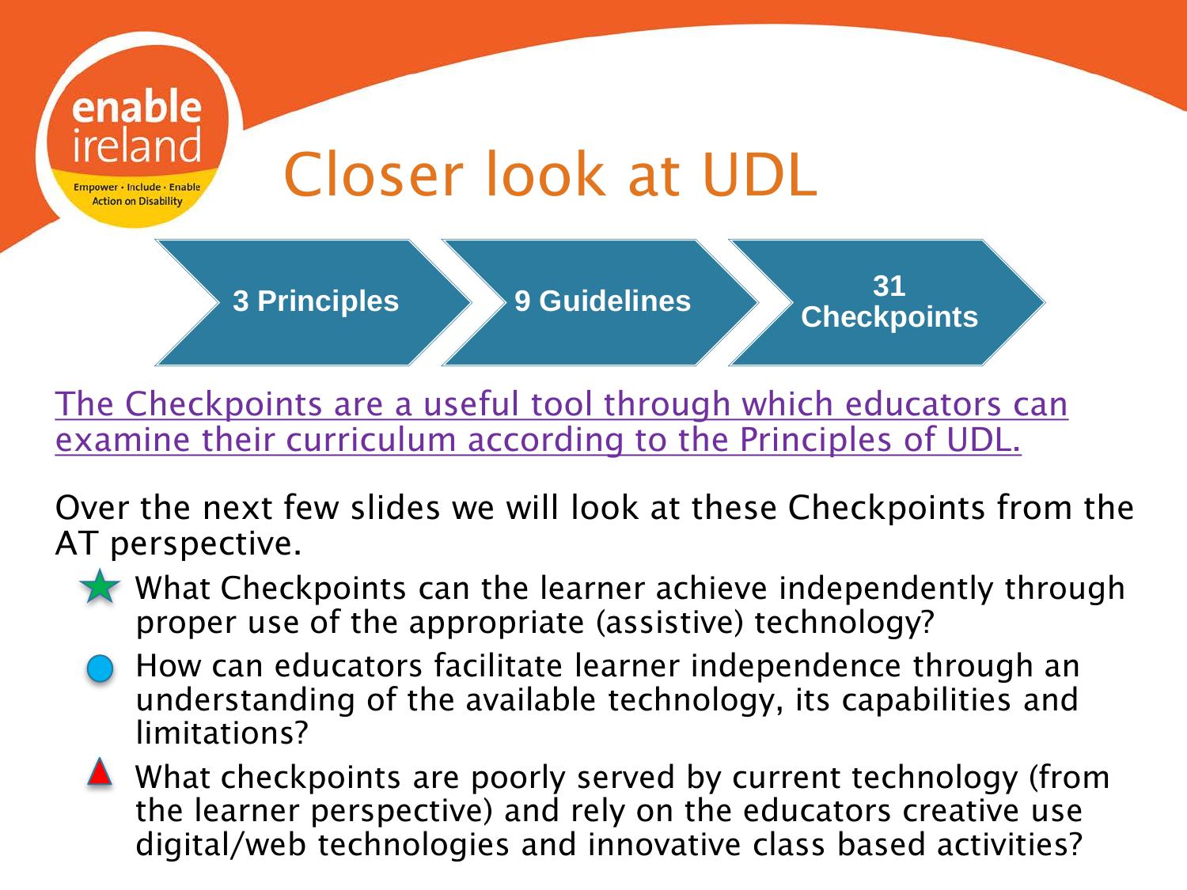# Closer look at UDL

3 Principles → 9 Guidelines → 31 Checkpoints

The Checkpoints are a useful tool through which educators can examine their curriculum according to the Principles of UDL.

Over the next few slides we will look at these Checkpoints from the AT perspective.

- ★ What Checkpoints can the learner achieve independently through proper use of the appropriate (assistive) technology?
- ● How can educators facilitate learner independence through an understanding of the available technology, its capabilities and limitations?
- ▲ What checkpoints are poorly served by current technology (from the learner perspective) and rely on the educators creative use digital/web technologies and innovative class based activities?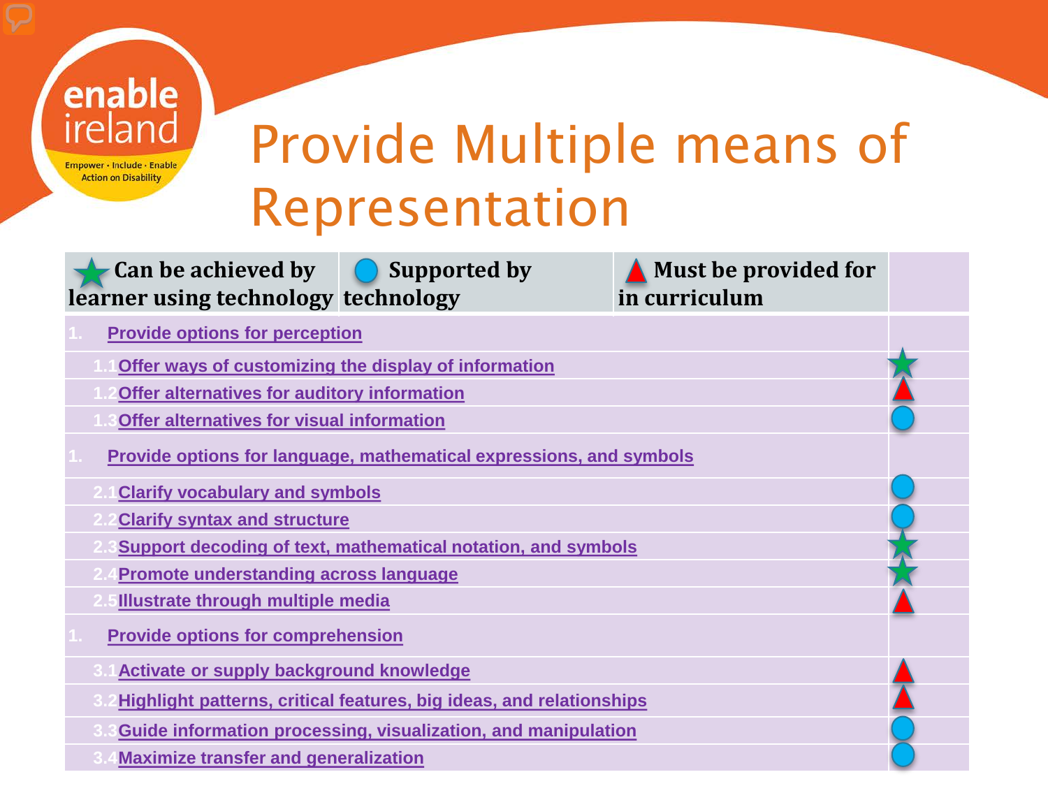# Provide Multiple means of Representation

| ★ Can be achieved by learner using technology | ● Supported by technology | ▲ Must be provided for in curriculum | |
|---|---|---|---|
| 1. Provide options for perception | | | |
| 1.1 Offer ways of customizing the display of information | | | ★ |
| 1.2 Offer alternatives for auditory information | | | ▲ |
| 1.3 Offer alternatives for visual information | | | ● |
| 1. Provide options for language, mathematical expressions, and symbols | | | |
| 2.1 Clarify vocabulary and symbols | | | ● |
| 2.2 Clarify syntax and structure | | | ● |
| 2.3 Support decoding of text, mathematical notation, and symbols | | | ★ |
| 2.4 Promote understanding across language | | | ★ |
| 2.5 Illustrate through multiple media | | | ▲ |
| 1. Provide options for comprehension | | | |
| 3.1 Activate or supply background knowledge | | | ▲ |
| 3.2 Highlight patterns, critical features, big ideas, and relationships | | | ▲ |
| 3.3 Guide information processing, visualization, and manipulation | | | ● |
| 3.4 Maximize transfer and generalization | | | ● |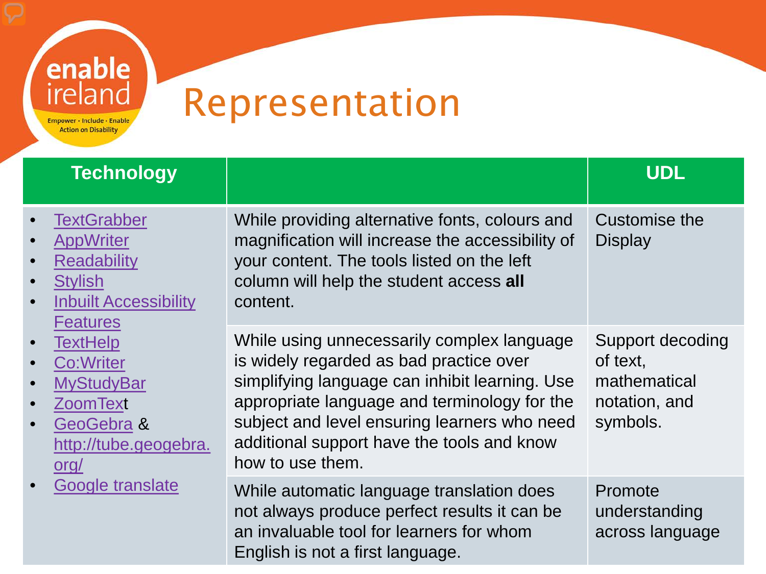# Representation

| Technology | | UDL |
|---|---|---|
| • TextGrabber<br>• AppWriter<br>• Readability<br>• Stylish<br>• Inbuilt Accessibility Features<br>• TextHelp<br>• Co:Writer<br>• MyStudyBar<br>• ZoomText<br>• GeoGebra & http://tube.geogebra.org/<br>• Google translate | While providing alternative fonts, colours and magnification will increase the accessibility of your content. The tools listed on the left column will help the student access **all** content. | Customise the Display |
| | While using unnecessarily complex language is widely regarded as bad practice over simplifying language can inhibit learning. Use appropriate language and terminology for the subject and level ensuring learners who need additional support have the tools and know how to use them. | Support decoding of text, mathematical notation, and symbols. |
| | While automatic language translation does not always produce perfect results it can be an invaluable tool for learners for whom English is not a first language. | Promote understanding across language |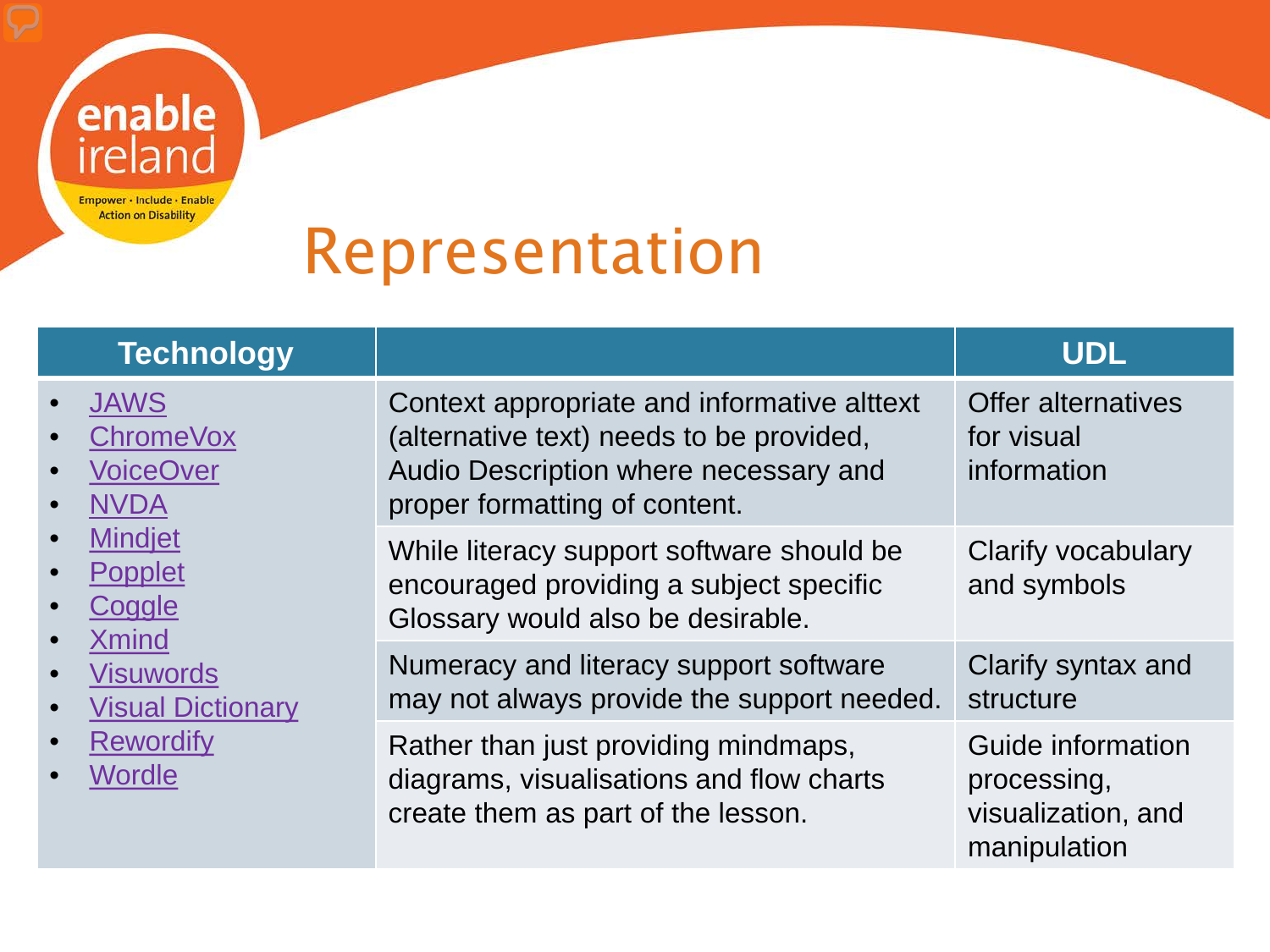# Representation

| Technology | | UDL |
|---|---|---|
| • JAWS<br>• ChromeVox<br>• VoiceOver<br>• NVDA<br>• Mindjet<br>• Popplet<br>• Coggle<br>• Xmind<br>• Visuwords<br>• Visual Dictionary<br>• Rewordify<br>• Wordle | Context appropriate and informative alttext (alternative text) needs to be provided, Audio Description where necessary and proper formatting of content. | Offer alternatives for visual information |
| | While literacy support software should be encouraged providing a subject specific Glossary would also be desirable. | Clarify vocabulary and symbols |
| | Numeracy and literacy support software may not always provide the support needed. | Clarify syntax and structure |
| | Rather than just providing mindmaps, diagrams, visualisations and flow charts create them as part of the lesson. | Guide information processing, visualization, and manipulation |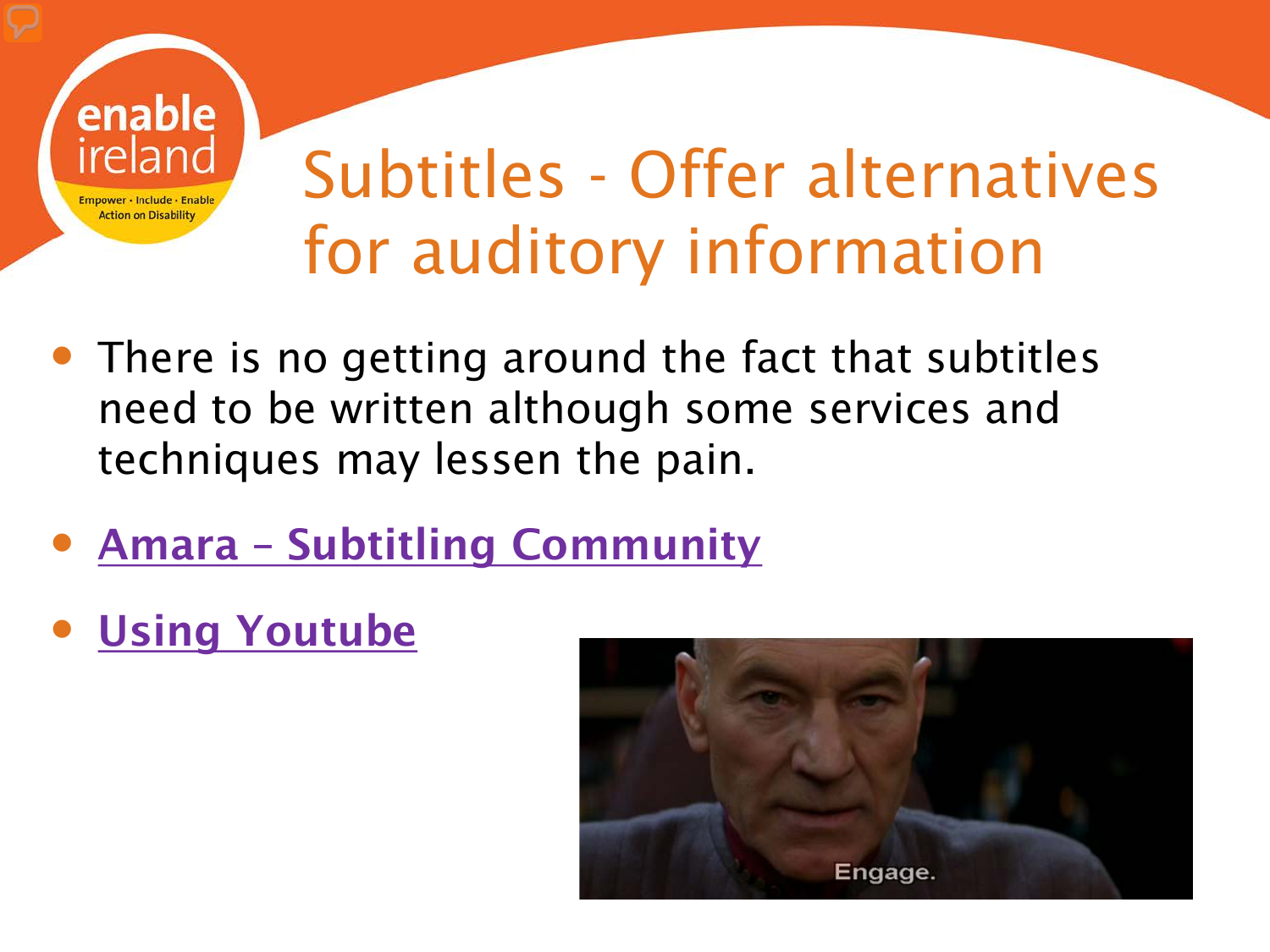# Subtitles - Offer alternatives for auditory information

- There is no getting around the fact that subtitles need to be written although some services and techniques may lessen the pain.
- **Amara – Subtitling Community**
- **Using Youtube**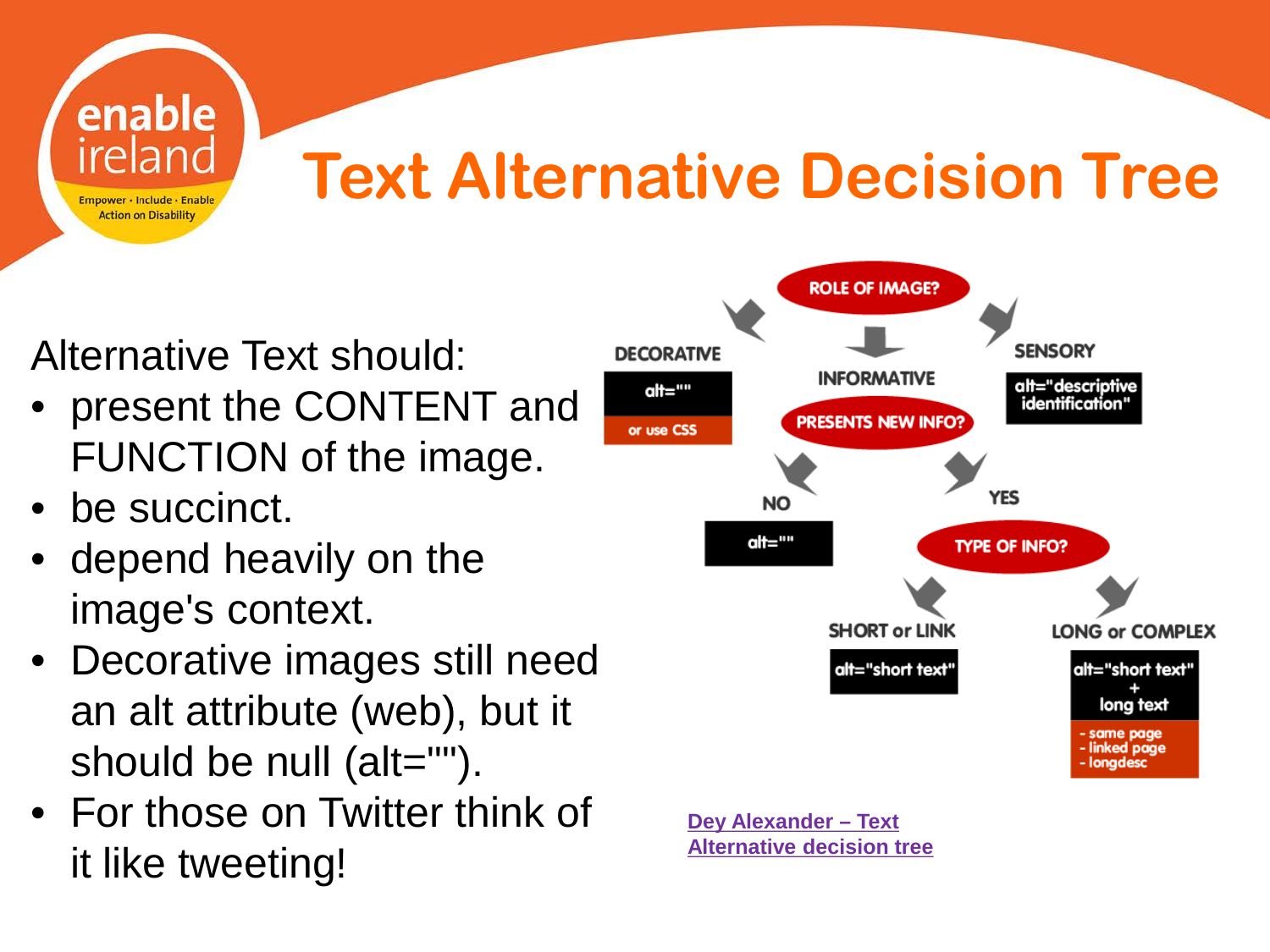# Text Alternative Decision Tree

Alternative Text should:

- present the CONTENT and FUNCTION of the image.
- be succinct.
- depend heavily on the image's context.
- Decorative images still need an alt attribute (web), but it should be null (alt="").
- For those on Twitter think of it like tweeting!

ROLE OF IMAGE?

- DECORATIVE: alt="" or use CSS
- INFORMATIVE: PRESENTS NEW INFO?
  - NO: alt=""
  - YES: TYPE OF INFO?
    - SHORT or LINK: alt="short text"
    - LONG or COMPLEX: alt="short text" + long text
      - same page
      - linked page
      - longdesc
- SENSORY: alt="descriptive identification"

[Dey Alexander – Text Alternative decision tree]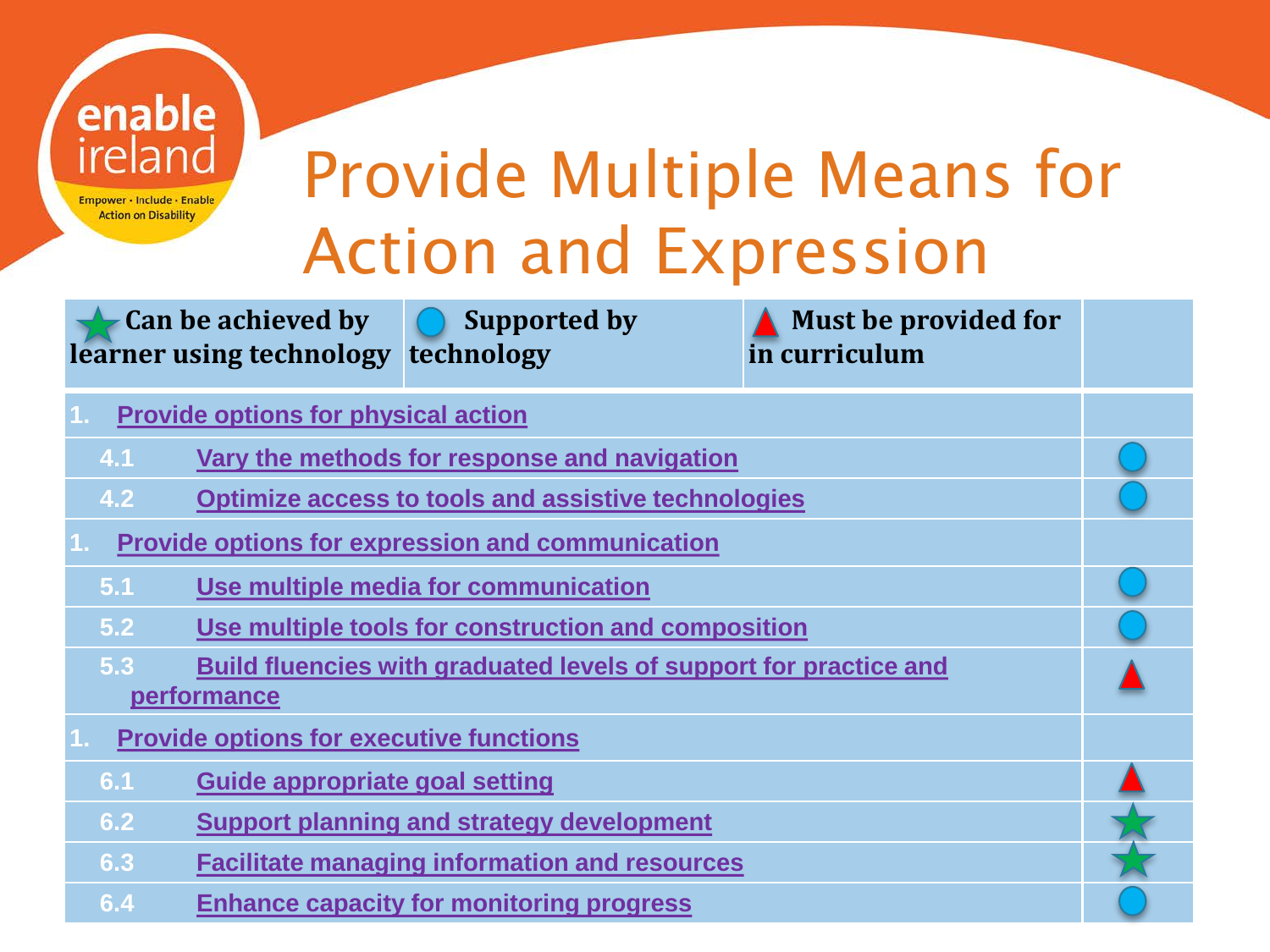# Provide Multiple Means for Action and Expression

| ★ Can be achieved by learner using technology | ● Supported by technology | ▲ Must be provided for in curriculum | |
|---|---|---|---|
| 1. Provide options for physical action | | | |
| 4.1 Vary the methods for response and navigation | | | ● |
| 4.2 Optimize access to tools and assistive technologies | | | ● |
| 1. Provide options for expression and communication | | | |
| 5.1 Use multiple media for communication | | | ● |
| 5.2 Use multiple tools for construction and composition | | | ● |
| 5.3 Build fluencies with graduated levels of support for practice and performance | | | ▲ |
| 1. Provide options for executive functions | | | |
| 6.1 Guide appropriate goal setting | | | ▲ |
| 6.2 Support planning and strategy development | | | ★ |
| 6.3 Facilitate managing information and resources | | | ★ |
| 6.4 Enhance capacity for monitoring progress | | | ● |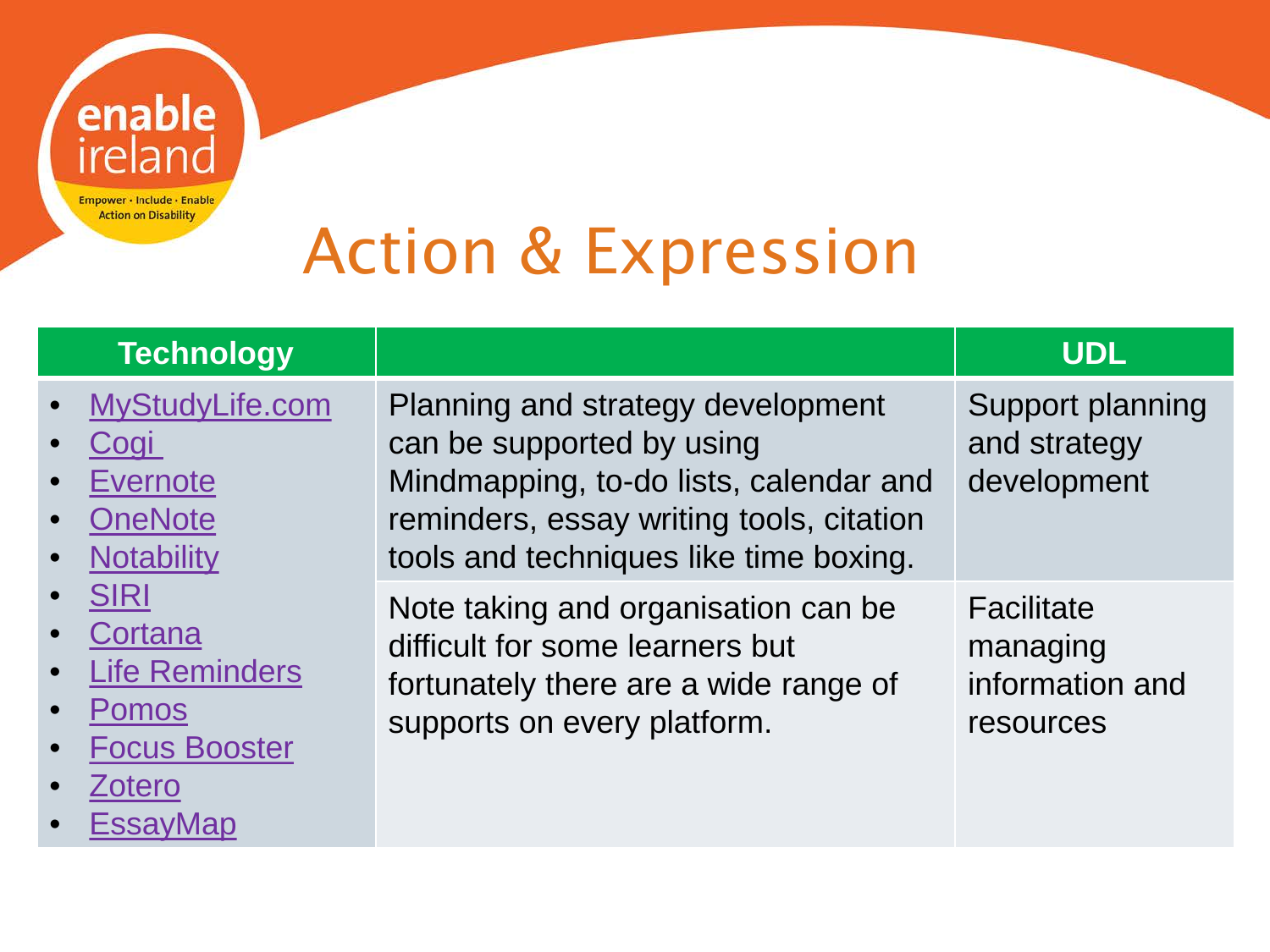# Action & Expression

| Technology | | UDL |
|---|---|---|
| • MyStudyLife.com<br>• Cogi<br>• Evernote<br>• OneNote<br>• Notability<br>• SIRI<br>• Cortana<br>• Life Reminders<br>• Pomos<br>• Focus Booster<br>• Zotero<br>• EssayMap | Planning and strategy development can be supported by using Mindmapping, to-do lists, calendar and reminders, essay writing tools, citation tools and techniques like time boxing. | Support planning and strategy development |
| | Note taking and organisation can be difficult for some learners but fortunately there are a wide range of supports on every platform. | Facilitate managing information and resources |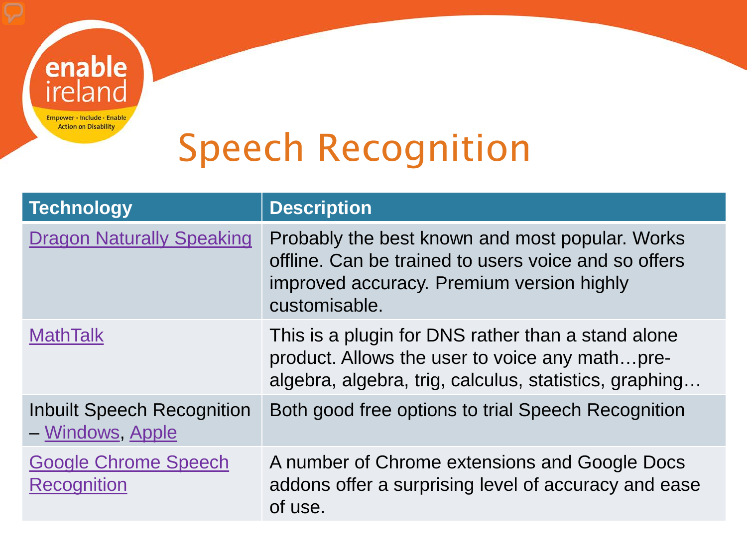# Speech Recognition

| Technology | Description |
| --- | --- |
| Dragon Naturally Speaking | Probably the best known and most popular. Works offline. Can be trained to users voice and so offers improved accuracy. Premium version highly customisable. |
| MathTalk | This is a plugin for DNS rather than a stand alone product. Allows the user to voice any math…pre-algebra, algebra, trig, calculus, statistics, graphing… |
| Inbuilt Speech Recognition – Windows, Apple | Both good free options to trial Speech Recognition |
| Google Chrome Speech Recognition | A number of Chrome extensions and Google Docs addons offer a surprising level of accuracy and ease of use. |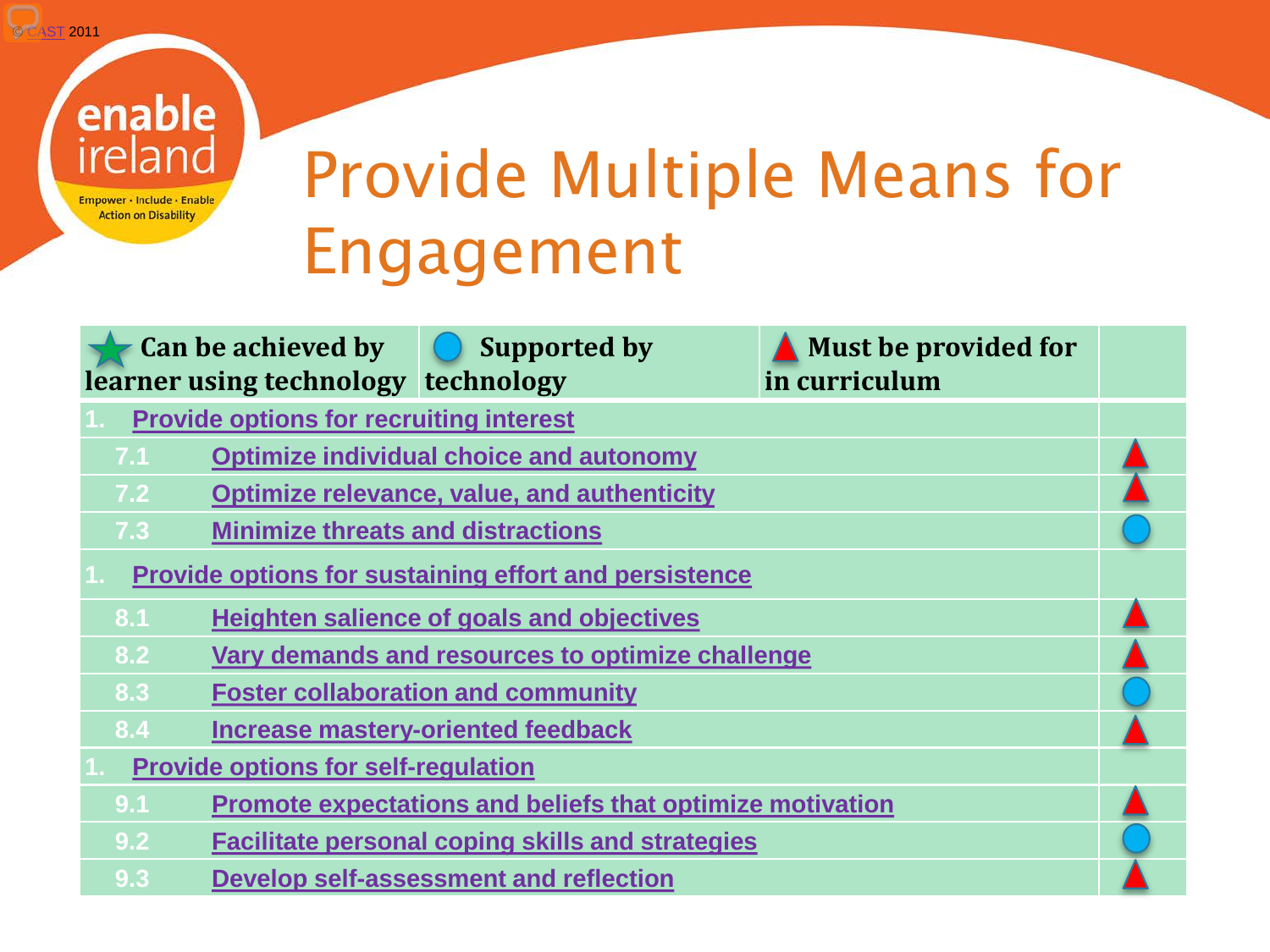© CAST 2011

# Provide Multiple Means for Engagement

| ★ Can be achieved by learner using technology | ● Supported by technology | ▲ Must be provided for in curriculum | |
|---|---|---|---|
| 1. Provide options for recruiting interest | | | |
| 7.1 Optimize individual choice and autonomy | | | ▲ |
| 7.2 Optimize relevance, value, and authenticity | | | ▲ |
| 7.3 Minimize threats and distractions | | | ● |
| 1. Provide options for sustaining effort and persistence | | | |
| 8.1 Heighten salience of goals and objectives | | | ▲ |
| 8.2 Vary demands and resources to optimize challenge | | | ▲ |
| 8.3 Foster collaboration and community | | | ● |
| 8.4 Increase mastery-oriented feedback | | | ▲ |
| 1. Provide options for self-regulation | | | |
| 9.1 Promote expectations and beliefs that optimize motivation | | | ▲ |
| 9.2 Facilitate personal coping skills and strategies | | | ● |
| 9.3 Develop self-assessment and reflection | | | ▲ |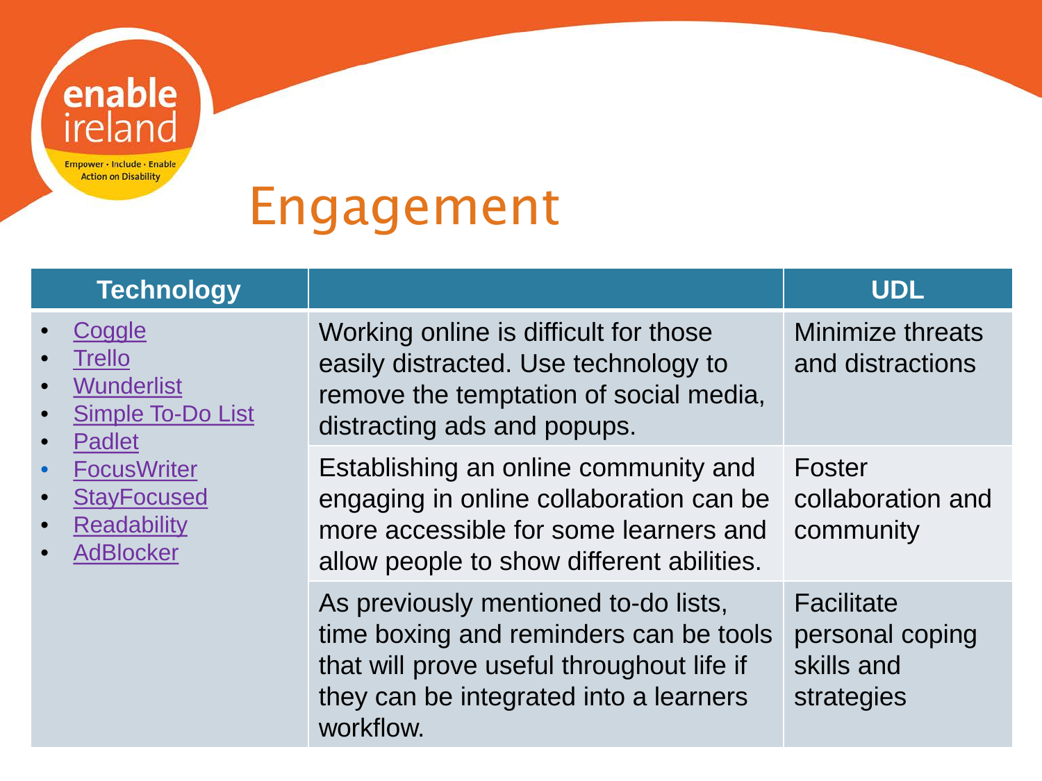# Engagement

| Technology | | UDL |
|---|---|---|
| • Coggle<br>• Trello<br>• Wunderlist<br>• Simple To-Do List<br>• Padlet<br>• FocusWriter<br>• StayFocused<br>• Readability<br>• AdBlocker | Working online is difficult for those easily distracted. Use technology to remove the temptation of social media, distracting ads and popups. | Minimize threats and distractions |
| | Establishing an online community and engaging in online collaboration can be more accessible for some learners and allow people to show different abilities. | Foster collaboration and community |
| | As previously mentioned to-do lists, time boxing and reminders can be tools that will prove useful throughout life if they can be integrated into a learners workflow. | Facilitate personal coping skills and strategies |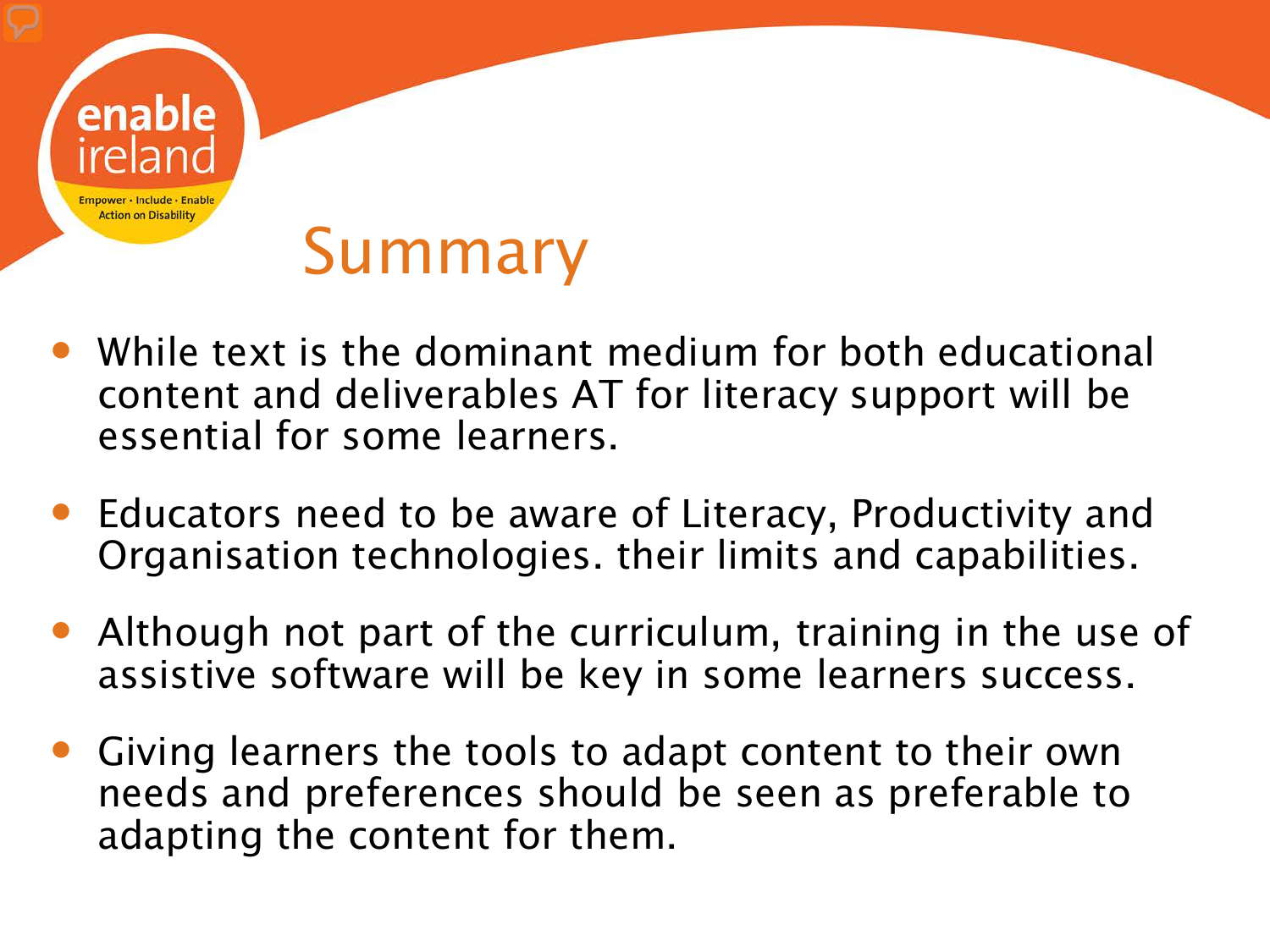# Summary

- While text is the dominant medium for both educational content and deliverables AT for literacy support will be essential for some learners.
- Educators need to be aware of Literacy, Productivity and Organisation technologies. their limits and capabilities.
- Although not part of the curriculum, training in the use of assistive software will be key in some learners success.
- Giving learners the tools to adapt content to their own needs and preferences should be seen as preferable to adapting the content for them.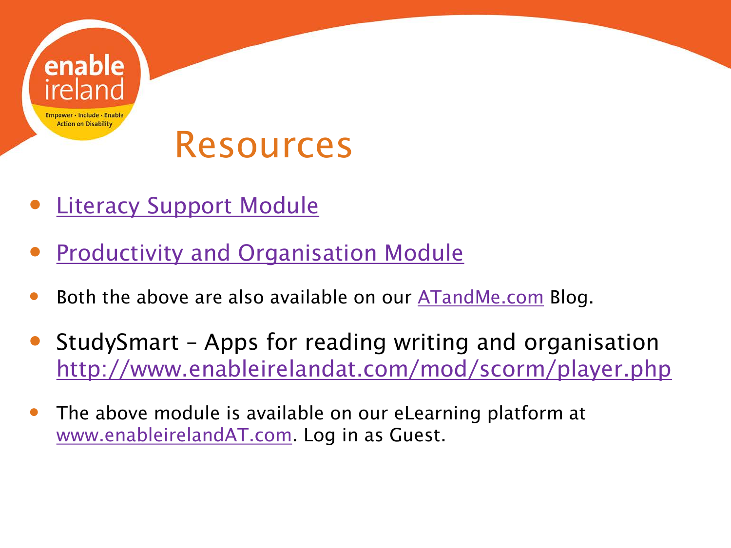# Resources

- Literacy Support Module
- Productivity and Organisation Module
- Both the above are also available on our ATandMe.com Blog.
- StudySmart – Apps for reading writing and organisation http://www.enableirelandat.com/mod/scorm/player.php
- The above module is available on our eLearning platform at www.enableirelandAT.com. Log in as Guest.